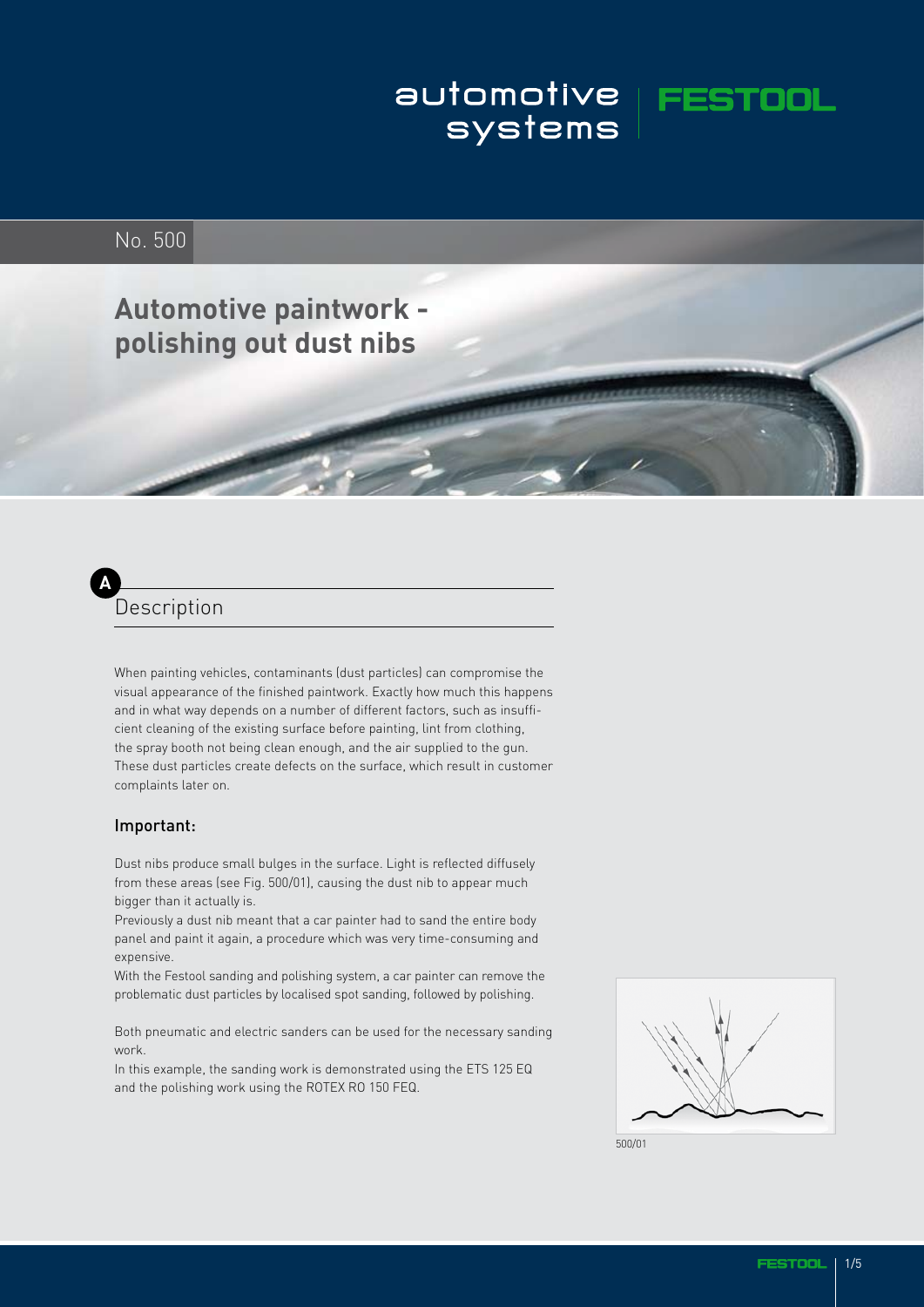automotive systems | FESTOOL

No. 500

# Automotive paintwork - polishing out dust nibs

## A Description

When painting vehicles, contaminants (dust particles) can compromise the visual appearance of the finished paintwork. Exactly how much this happens and in what way depends on a number of different factors, such as insufficient cleaning of the existing surface before painting, lint from clothing, the spray booth not being clean enough, and the air supplied to the gun. These dust particles create defects on the surface, which result in customer complaints later on.

### Important:

Dust nibs produce small bulges in the surface. Light is reflected diffusely from these areas (see Fig. 500/01), causing the dust nib to appear much bigger than it actually is.

Previously a dust nib meant that a car painter had to sand the entire body panel and paint it again, a procedure which was very time-consuming and expensive.

With the Festool sanding and polishing system, a car painter can remove the problematic dust particles by localised spot sanding, followed by polishing.

Both pneumatic and electric sanders can be used for the necessary sanding work.

In this example, the sanding work is demonstrated using the ETS 125 EQ and the polishing work using the ROTEX RO 150 FEQ.

500/01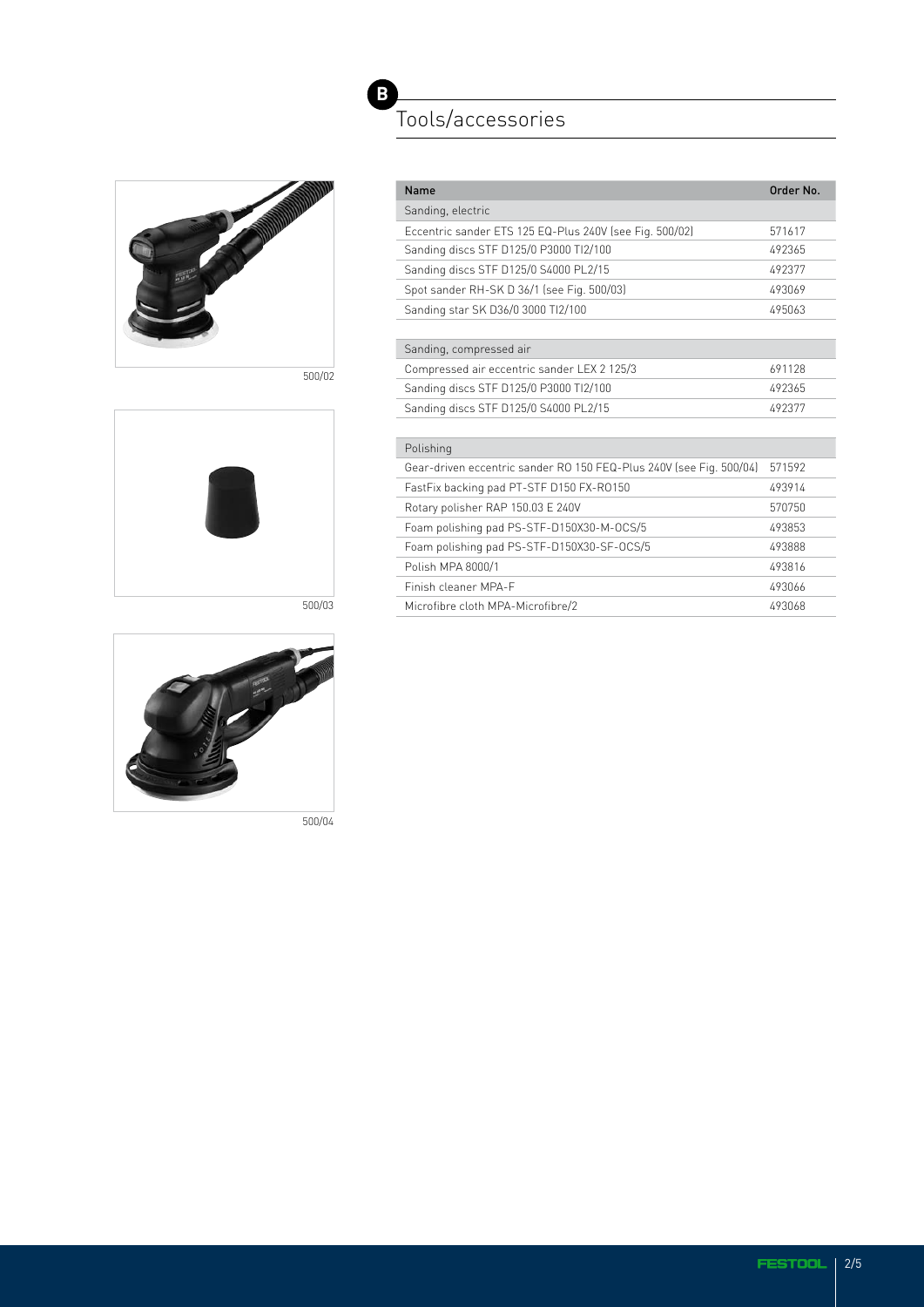## B Tools/accessories

500/02

500/03

500/04

| Name | Order No. |
|---|---|
| Sanding, electric | |
| Eccentric sander ETS 125 EQ-Plus 240V (see Fig. 500/02) | 571617 |
| Sanding discs STF D125/0 P3000 TI2/100 | 492365 |
| Sanding discs STF D125/0 S4000 PL2/15 | 492377 |
| Spot sander RH-SK D 36/1 (see Fig. 500/03) | 493069 |
| Sanding star SK D36/0 3000 TI2/100 | 495063 |
| | |
| Sanding, compressed air | |
| Compressed air eccentric sander LEX 2 125/3 | 691128 |
| Sanding discs STF D125/0 P3000 TI2/100 | 492365 |
| Sanding discs STF D125/0 S4000 PL2/15 | 492377 |
| | |
| Polishing | |
| Gear-driven eccentric sander RO 150 FEQ-Plus 240V (see Fig. 500/04) | 571592 |
| FastFix backing pad PT-STF D150 FX-RO150 | 493914 |
| Rotary polisher RAP 150.03 E 240V | 570750 |
| Foam polishing pad PS-STF-D150X30-M-OCS/5 | 493853 |
| Foam polishing pad PS-STF-D150X30-SF-OCS/5 | 493888 |
| Polish MPA 8000/1 | 493816 |
| Finish cleaner MPA-F | 493066 |
| Microfibre cloth MPA-Microfibre/2 | 493068 |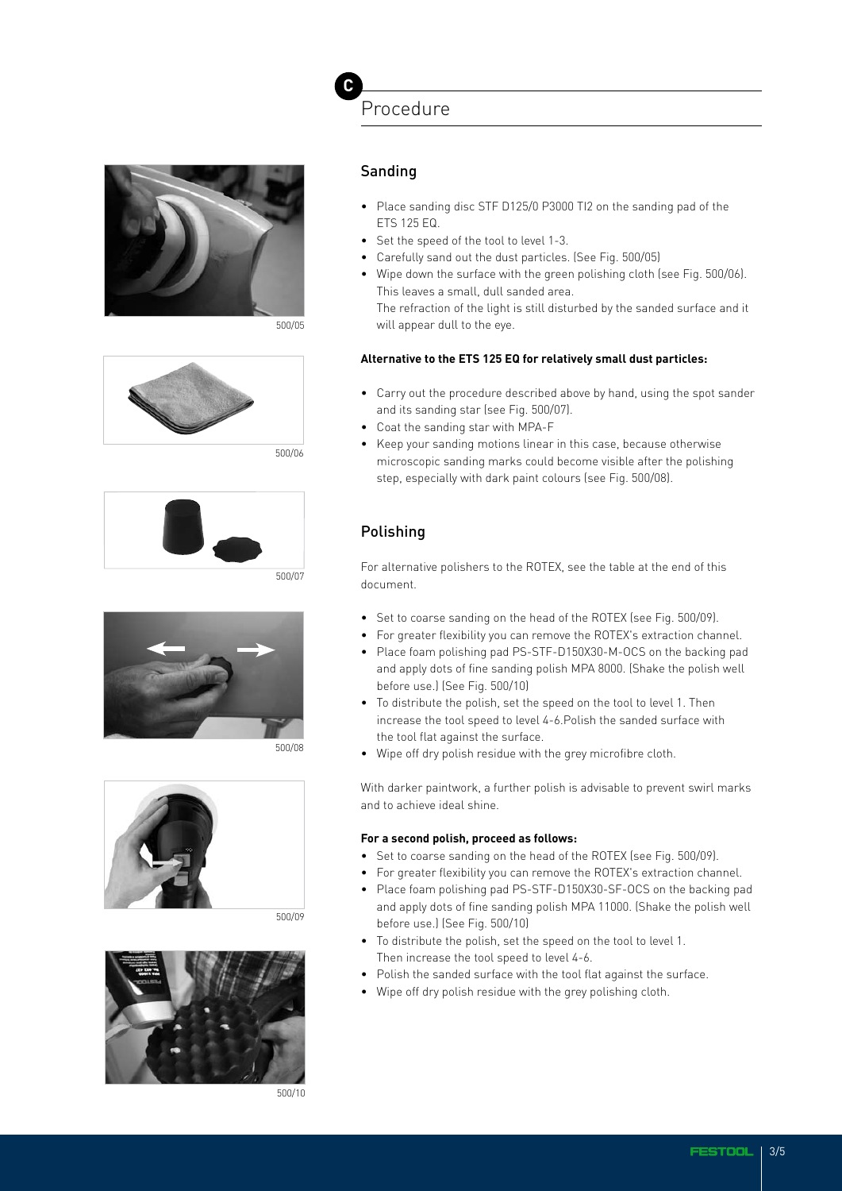# C Procedure

## Sanding

- Place sanding disc STF D125/0 P3000 TI2 on the sanding pad of the ETS 125 EQ.
- Set the speed of the tool to level 1-3.
- Carefully sand out the dust particles. (See Fig. 500/05)
- Wipe down the surface with the green polishing cloth (see Fig. 500/06). This leaves a small, dull sanded area.
  The refraction of the light is still disturbed by the sanded surface and it will appear dull to the eye.

**Alternative to the ETS 125 EQ for relatively small dust particles:**

- Carry out the procedure described above by hand, using the spot sander and its sanding star (see Fig. 500/07).
- Coat the sanding star with MPA-F
- Keep your sanding motions linear in this case, because otherwise microscopic sanding marks could become visible after the polishing step, especially with dark paint colours (see Fig. 500/08).

500/05

500/06

500/07

500/08

## Polishing

For alternative polishers to the ROTEX, see the table at the end of this document.

- Set to coarse sanding on the head of the ROTEX (see Fig. 500/09).
- For greater flexibility you can remove the ROTEX's extraction channel.
- Place foam polishing pad PS-STF-D150X30-M-OCS on the backing pad and apply dots of fine sanding polish MPA 8000. (Shake the polish well before use.) (See Fig. 500/10)
- To distribute the polish, set the speed on the tool to level 1. Then increase the tool speed to level 4-6.Polish the sanded surface with the tool flat against the surface.
- Wipe off dry polish residue with the grey microfibre cloth.

With darker paintwork, a further polish is advisable to prevent swirl marks and to achieve ideal shine.

**For a second polish, proceed as follows:**

- Set to coarse sanding on the head of the ROTEX (see Fig. 500/09).
- For greater flexibility you can remove the ROTEX's extraction channel.
- Place foam polishing pad PS-STF-D150X30-SF-OCS on the backing pad and apply dots of fine sanding polish MPA 11000. (Shake the polish well before use.) (See Fig. 500/10)
- To distribute the polish, set the speed on the tool to level 1. Then increase the tool speed to level 4-6.
- Polish the sanded surface with the tool flat against the surface.
- Wipe off dry polish residue with the grey polishing cloth.

500/09

500/10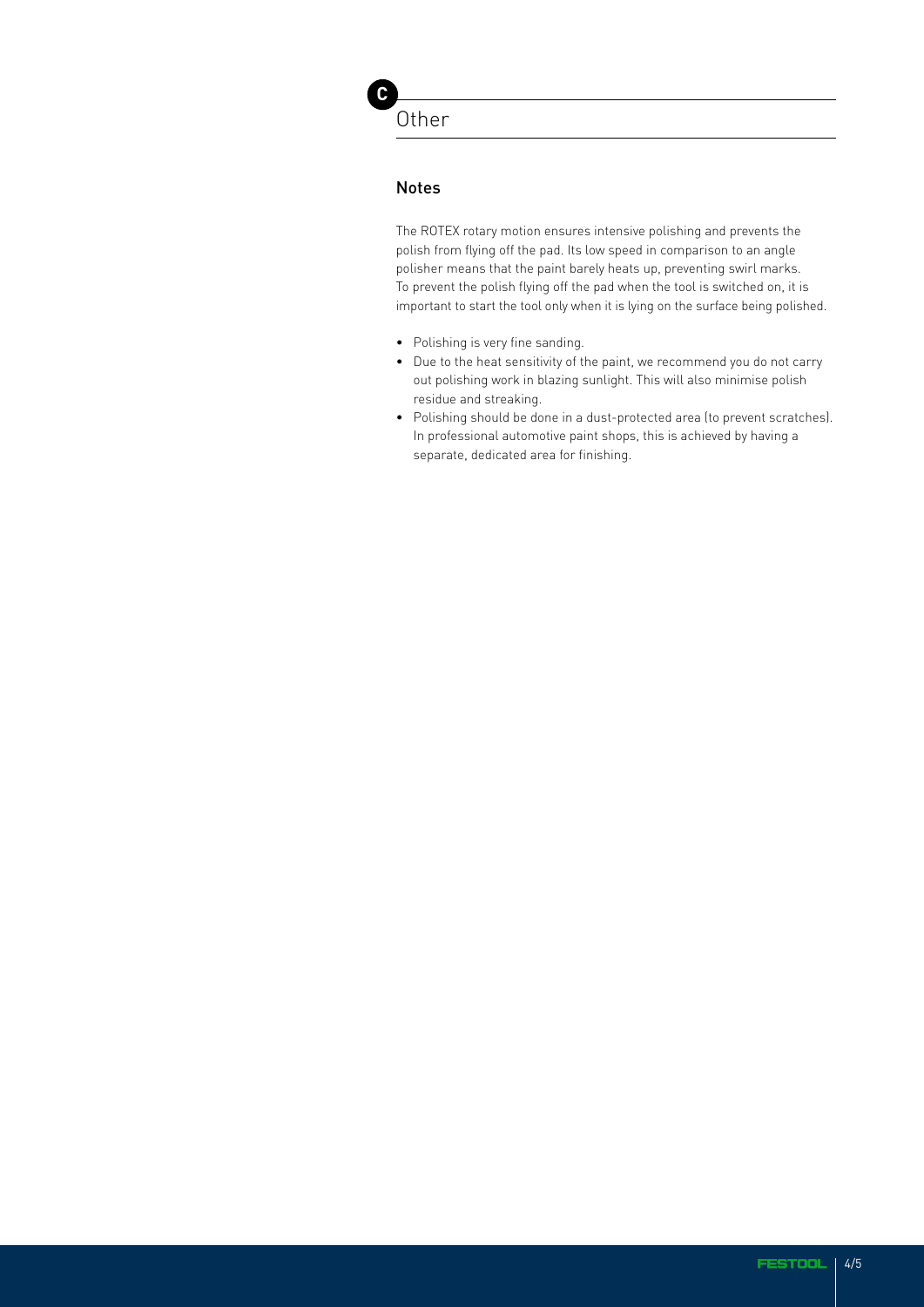## C Other

### Notes

The ROTEX rotary motion ensures intensive polishing and prevents the polish from flying off the pad. Its low speed in comparison to an angle polisher means that the paint barely heats up, preventing swirl marks. To prevent the polish flying off the pad when the tool is switched on, it is important to start the tool only when it is lying on the surface being polished.

- Polishing is very fine sanding.
- Due to the heat sensitivity of the paint, we recommend you do not carry out polishing work in blazing sunlight. This will also minimise polish residue and streaking.
- Polishing should be done in a dust-protected area (to prevent scratches). In professional automotive paint shops, this is achieved by having a separate, dedicated area for finishing.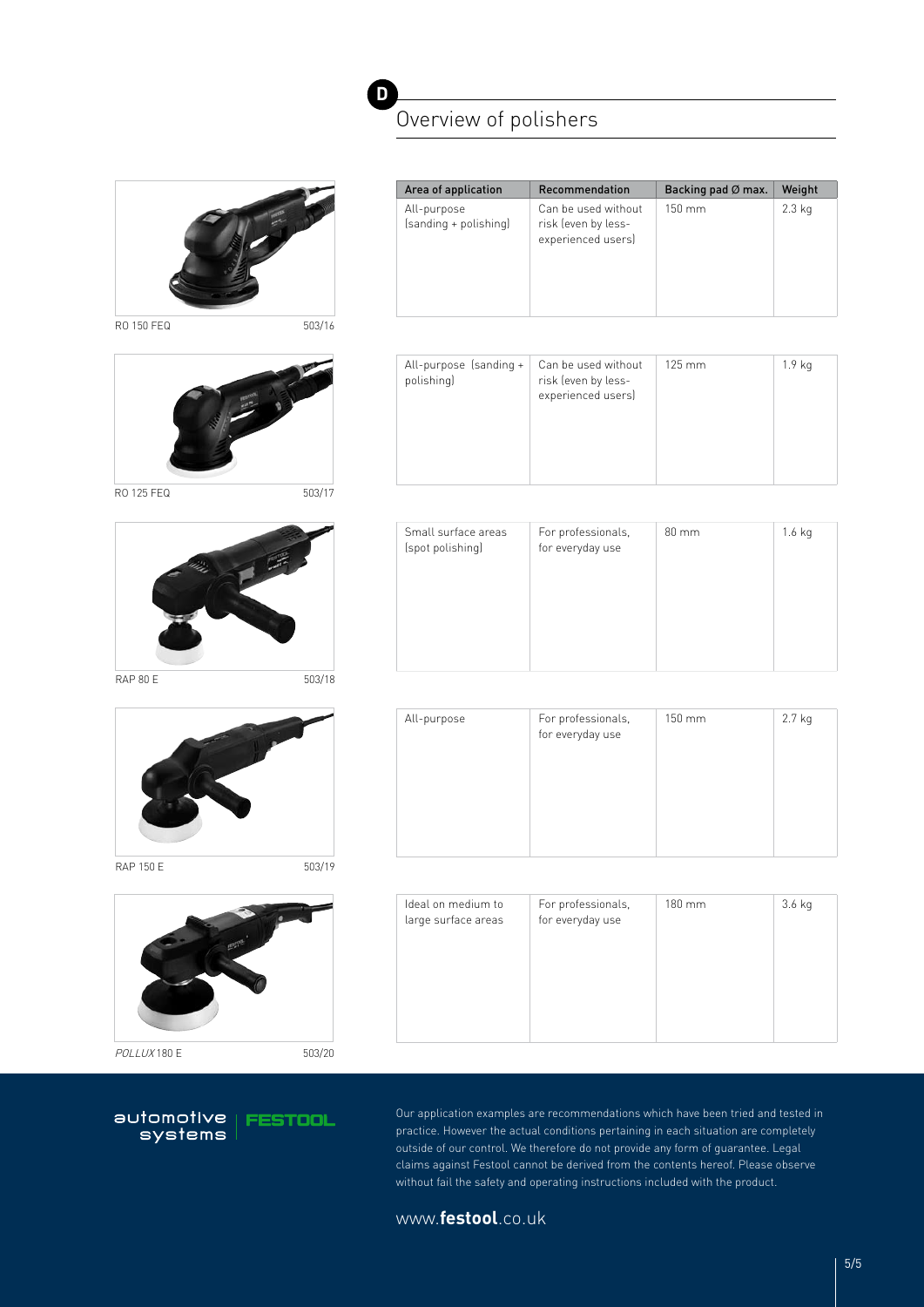## D Overview of polishers

| Product | Area of application | Recommendation | Backing pad Ø max. | Weight |
|---|---|---|---|---|
| RO 150 FEQ 503/16 | All-purpose (sanding + polishing) | Can be used without risk (even by less-experienced users) | 150 mm | 2.3 kg |
| RO 125 FEQ 503/17 | All-purpose (sanding + polishing) | Can be used without risk (even by less-experienced users) | 125 mm | 1.9 kg |
| RAP 80 E 503/18 | Small surface areas (spot polishing) | For professionals, for everyday use | 80 mm | 1.6 kg |
| RAP 150 E 503/19 | All-purpose | For professionals, for everyday use | 150 mm | 2.7 kg |
| *POLLUX* 180 E 503/20 | Ideal on medium to large surface areas | For professionals, for everyday use | 180 mm | 3.6 kg |

automotive systems | FESTOOL

Our application examples are recommendations which have been tried and tested in practice. However the actual conditions pertaining in each situation are completely outside of our control. We therefore do not provide any form of guarantee. Legal claims against Festool cannot be derived from the contents hereof. Please observe without fail the safety and operating instructions included with the product.

www.**festool**.co.uk